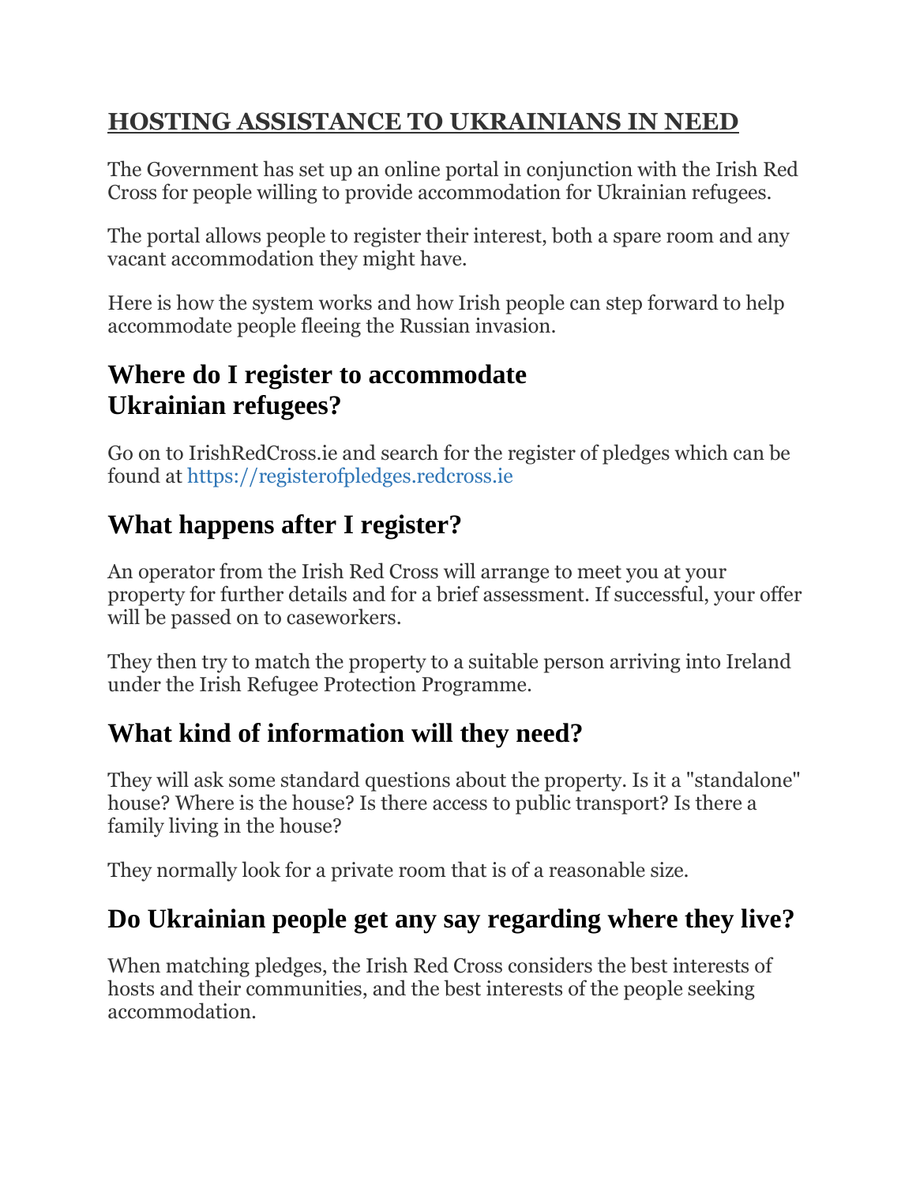# HOSTING ASSISTANCE TO UKRAINIANS IN NEED

The Government has set up an online portal in conjunction with the Irish Red Cross for people willing to provide accommodation for Ukrainian refugees.

The portal allows people to register their interest, both a spare room and any vacant accommodation they might have.

Here is how the system works and how Irish people can step forward to help accommodate people fleeing the Russian invasion.

## Where do I register to accommodate Ukrainian refugees?

Go on to IrishRedCross.ie and search for the register of pledges which can be found at https://registerofpledges.redcross.ie

## What happens after I register?

An operator from the Irish Red Cross will arrange to meet you at your property for further details and for a brief assessment. If successful, your offer will be passed on to caseworkers.

They then try to match the property to a suitable person arriving into Ireland under the Irish Refugee Protection Programme.

## What kind of information will they need?

They will ask some standard questions about the property. Is it a "standalone" house? Where is the house? Is there access to public transport? Is there a family living in the house?

They normally look for a private room that is of a reasonable size.

## Do Ukrainian people get any say regarding where they live?

When matching pledges, the Irish Red Cross considers the best interests of hosts and their communities, and the best interests of the people seeking accommodation.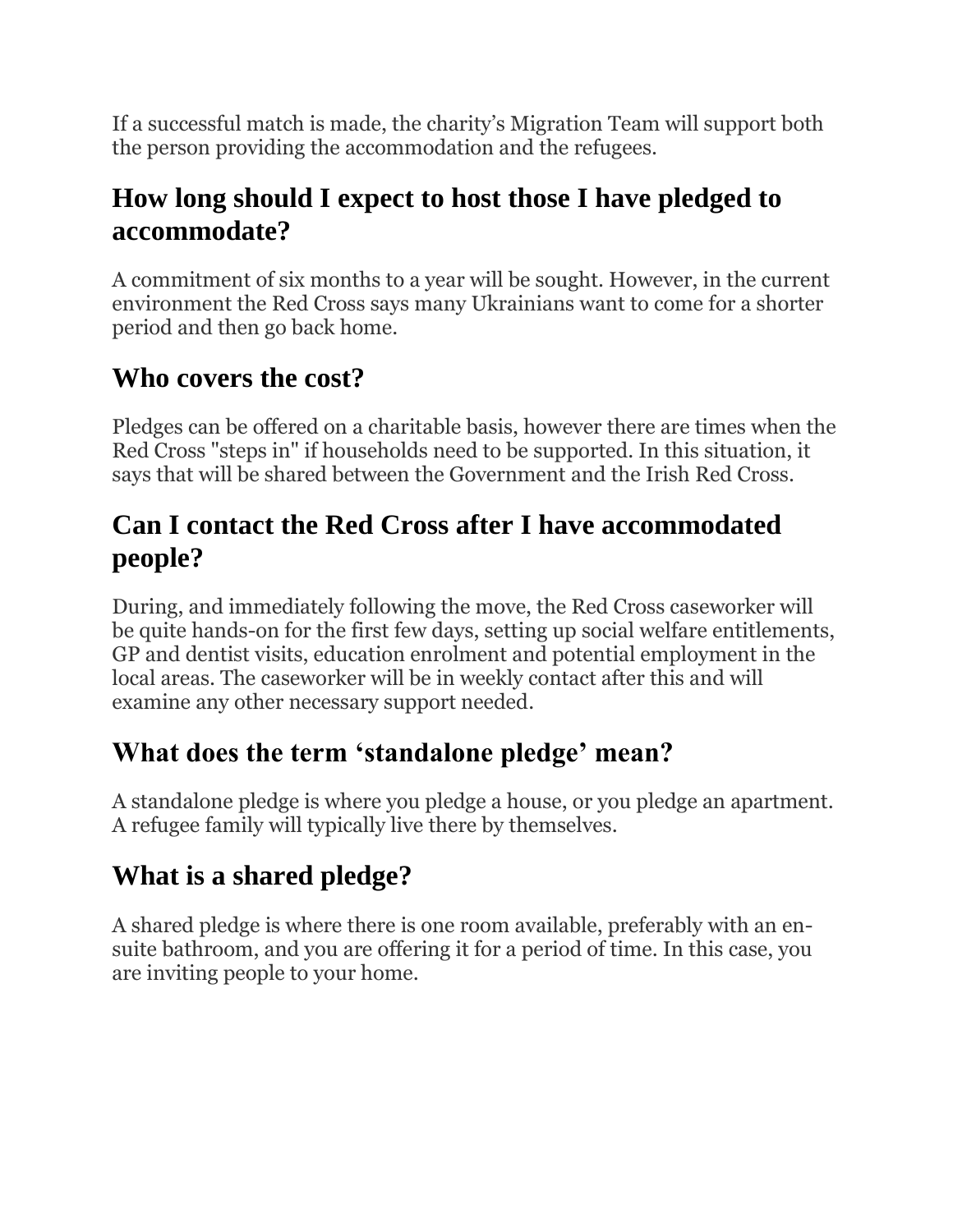If a successful match is made, the charity's Migration Team will support both the person providing the accommodation and the refugees.

## How long should I expect to host those I have pledged to accommodate?

A commitment of six months to a year will be sought. However, in the current environment the Red Cross says many Ukrainians want to come for a shorter period and then go back home.

## Who covers the cost?

Pledges can be offered on a charitable basis, however there are times when the Red Cross "steps in" if households need to be supported. In this situation, it says that will be shared between the Government and the Irish Red Cross.

## Can I contact the Red Cross after I have accommodated people?

During, and immediately following the move, the Red Cross caseworker will be quite hands-on for the first few days, setting up social welfare entitlements, GP and dentist visits, education enrolment and potential employment in the local areas. The caseworker will be in weekly contact after this and will examine any other necessary support needed.

## What does the term 'standalone pledge' mean?

A standalone pledge is where you pledge a house, or you pledge an apartment. A refugee family will typically live there by themselves.

## What is a shared pledge?

A shared pledge is where there is one room available, preferably with an en-suite bathroom, and you are offering it for a period of time. In this case, you are inviting people to your home.